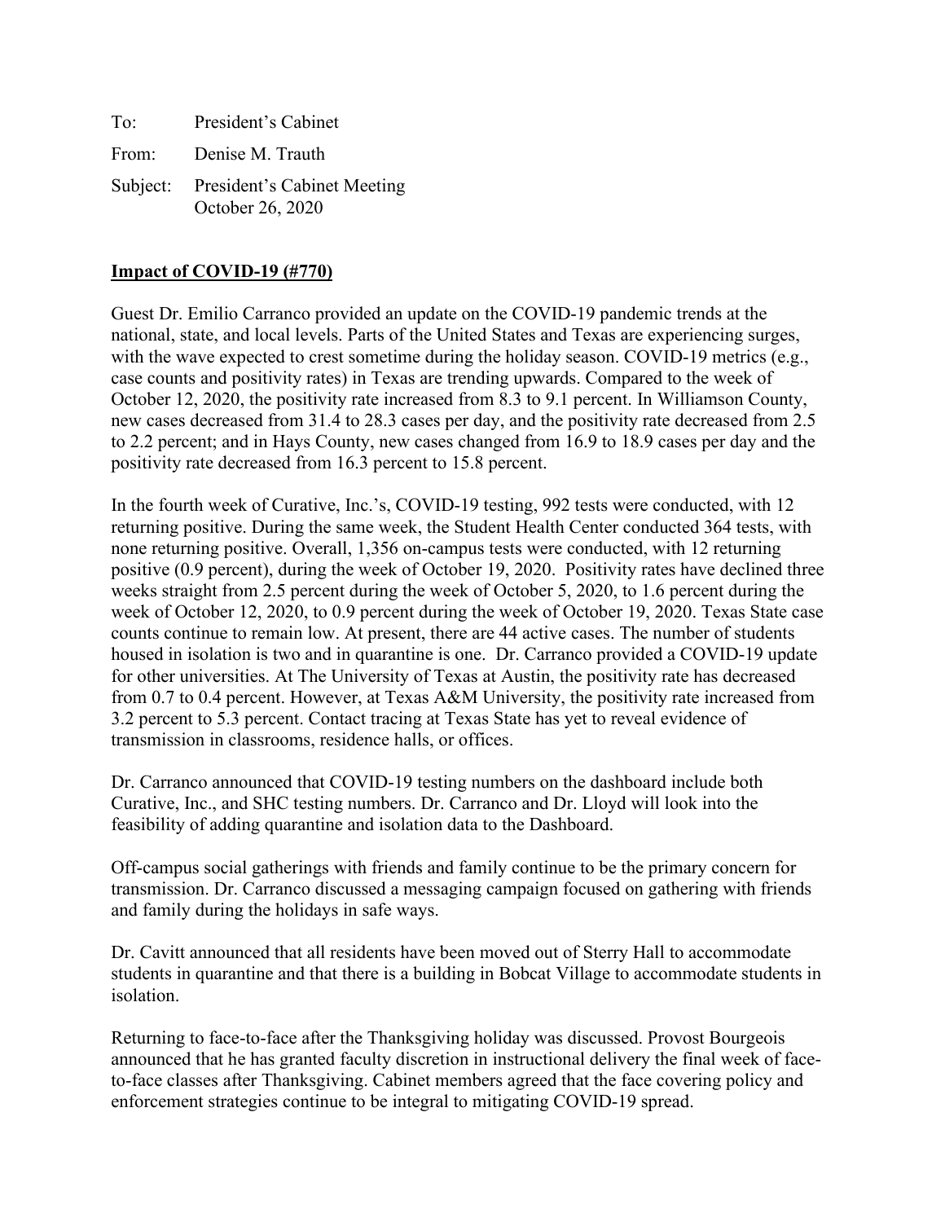To: President's Cabinet

From: Denise M. Trauth

Subject: President's Cabinet Meeting
October 26, 2020

**Impact of COVID-19 (#770)**

Guest Dr. Emilio Carranco provided an update on the COVID-19 pandemic trends at the national, state, and local levels. Parts of the United States and Texas are experiencing surges, with the wave expected to crest sometime during the holiday season. COVID-19 metrics (e.g., case counts and positivity rates) in Texas are trending upwards. Compared to the week of October 12, 2020, the positivity rate increased from 8.3 to 9.1 percent. In Williamson County, new cases decreased from 31.4 to 28.3 cases per day, and the positivity rate decreased from 2.5 to 2.2 percent; and in Hays County, new cases changed from 16.9 to 18.9 cases per day and the positivity rate decreased from 16.3 percent to 15.8 percent.

In the fourth week of Curative, Inc.'s, COVID-19 testing, 992 tests were conducted, with 12 returning positive. During the same week, the Student Health Center conducted 364 tests, with none returning positive. Overall, 1,356 on-campus tests were conducted, with 12 returning positive (0.9 percent), during the week of October 19, 2020. Positivity rates have declined three weeks straight from 2.5 percent during the week of October 5, 2020, to 1.6 percent during the week of October 12, 2020, to 0.9 percent during the week of October 19, 2020. Texas State case counts continue to remain low. At present, there are 44 active cases. The number of students housed in isolation is two and in quarantine is one. Dr. Carranco provided a COVID-19 update for other universities. At The University of Texas at Austin, the positivity rate has decreased from 0.7 to 0.4 percent. However, at Texas A&M University, the positivity rate increased from 3.2 percent to 5.3 percent. Contact tracing at Texas State has yet to reveal evidence of transmission in classrooms, residence halls, or offices.

Dr. Carranco announced that COVID-19 testing numbers on the dashboard include both Curative, Inc., and SHC testing numbers. Dr. Carranco and Dr. Lloyd will look into the feasibility of adding quarantine and isolation data to the Dashboard.

Off-campus social gatherings with friends and family continue to be the primary concern for transmission. Dr. Carranco discussed a messaging campaign focused on gathering with friends and family during the holidays in safe ways.

Dr. Cavitt announced that all residents have been moved out of Sterry Hall to accommodate students in quarantine and that there is a building in Bobcat Village to accommodate students in isolation.

Returning to face-to-face after the Thanksgiving holiday was discussed. Provost Bourgeois announced that he has granted faculty discretion in instructional delivery the final week of face-to-face classes after Thanksgiving. Cabinet members agreed that the face covering policy and enforcement strategies continue to be integral to mitigating COVID-19 spread.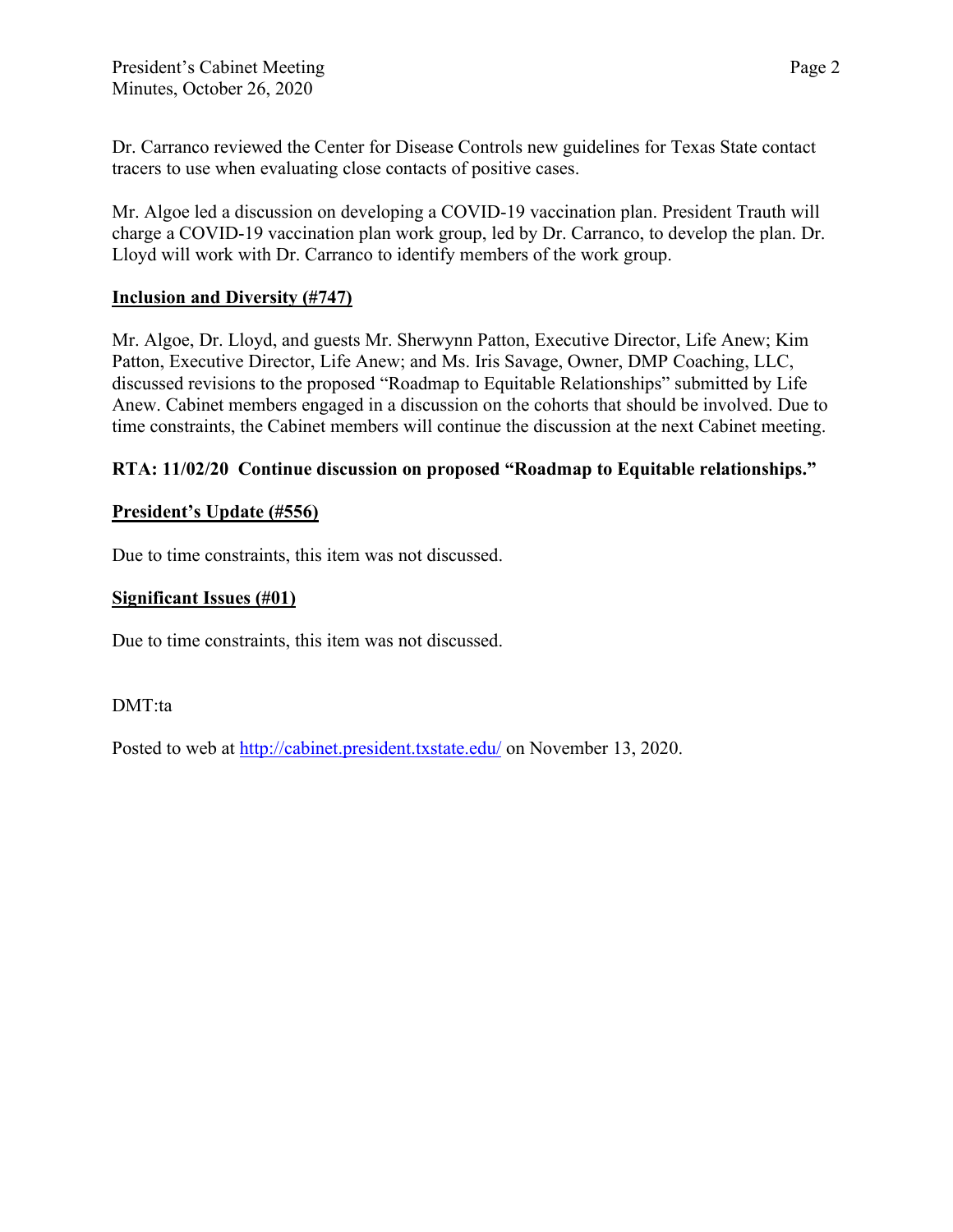Dr. Carranco reviewed the Center for Disease Controls new guidelines for Texas State contact tracers to use when evaluating close contacts of positive cases.

Mr. Algoe led a discussion on developing a COVID-19 vaccination plan. President Trauth will charge a COVID-19 vaccination plan work group, led by Dr. Carranco, to develop the plan. Dr. Lloyd will work with Dr. Carranco to identify members of the work group.

**Inclusion and Diversity (#747)**

Mr. Algoe, Dr. Lloyd, and guests Mr. Sherwynn Patton, Executive Director, Life Anew; Kim Patton, Executive Director, Life Anew; and Ms. Iris Savage, Owner, DMP Coaching, LLC, discussed revisions to the proposed "Roadmap to Equitable Relationships" submitted by Life Anew. Cabinet members engaged in a discussion on the cohorts that should be involved. Due to time constraints, the Cabinet members will continue the discussion at the next Cabinet meeting.

**RTA: 11/02/20 Continue discussion on proposed "Roadmap to Equitable relationships."**

**President's Update (#556)**

Due to time constraints, this item was not discussed.

**Significant Issues (#01)**

Due to time constraints, this item was not discussed.

DMT:ta

Posted to web at http://cabinet.president.txstate.edu/ on November 13, 2020.